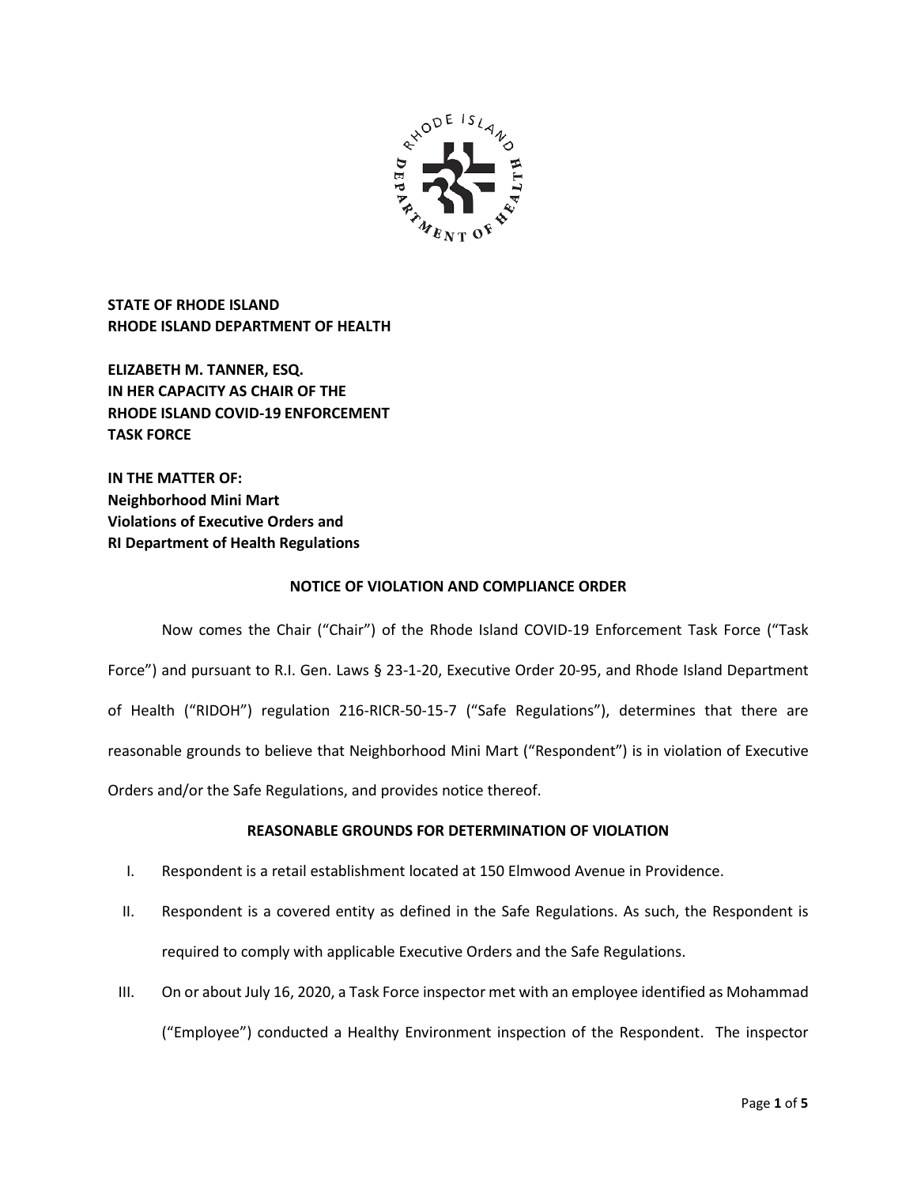**STATE OF RHODE ISLAND**
**RHODE ISLAND DEPARTMENT OF HEALTH**

**ELIZABETH M. TANNER, ESQ.**
**IN HER CAPACITY AS CHAIR OF THE**
**RHODE ISLAND COVID-19 ENFORCEMENT**
**TASK FORCE**

**IN THE MATTER OF:**
**Neighborhood Mini Mart**
**Violations of Executive Orders and**
**RI Department of Health Regulations**

## NOTICE OF VIOLATION AND COMPLIANCE ORDER

Now comes the Chair ("Chair") of the Rhode Island COVID-19 Enforcement Task Force ("Task Force") and pursuant to R.I. Gen. Laws § 23-1-20, Executive Order 20-95, and Rhode Island Department of Health ("RIDOH") regulation 216-RICR-50-15-7 ("Safe Regulations"), determines that there are reasonable grounds to believe that Neighborhood Mini Mart ("Respondent") is in violation of Executive Orders and/or the Safe Regulations, and provides notice thereof.

## REASONABLE GROUNDS FOR DETERMINATION OF VIOLATION

I. Respondent is a retail establishment located at 150 Elmwood Avenue in Providence.

II. Respondent is a covered entity as defined in the Safe Regulations. As such, the Respondent is required to comply with applicable Executive Orders and the Safe Regulations.

III. On or about July 16, 2020, a Task Force inspector met with an employee identified as Mohammad ("Employee") conducted a Healthy Environment inspection of the Respondent. The inspector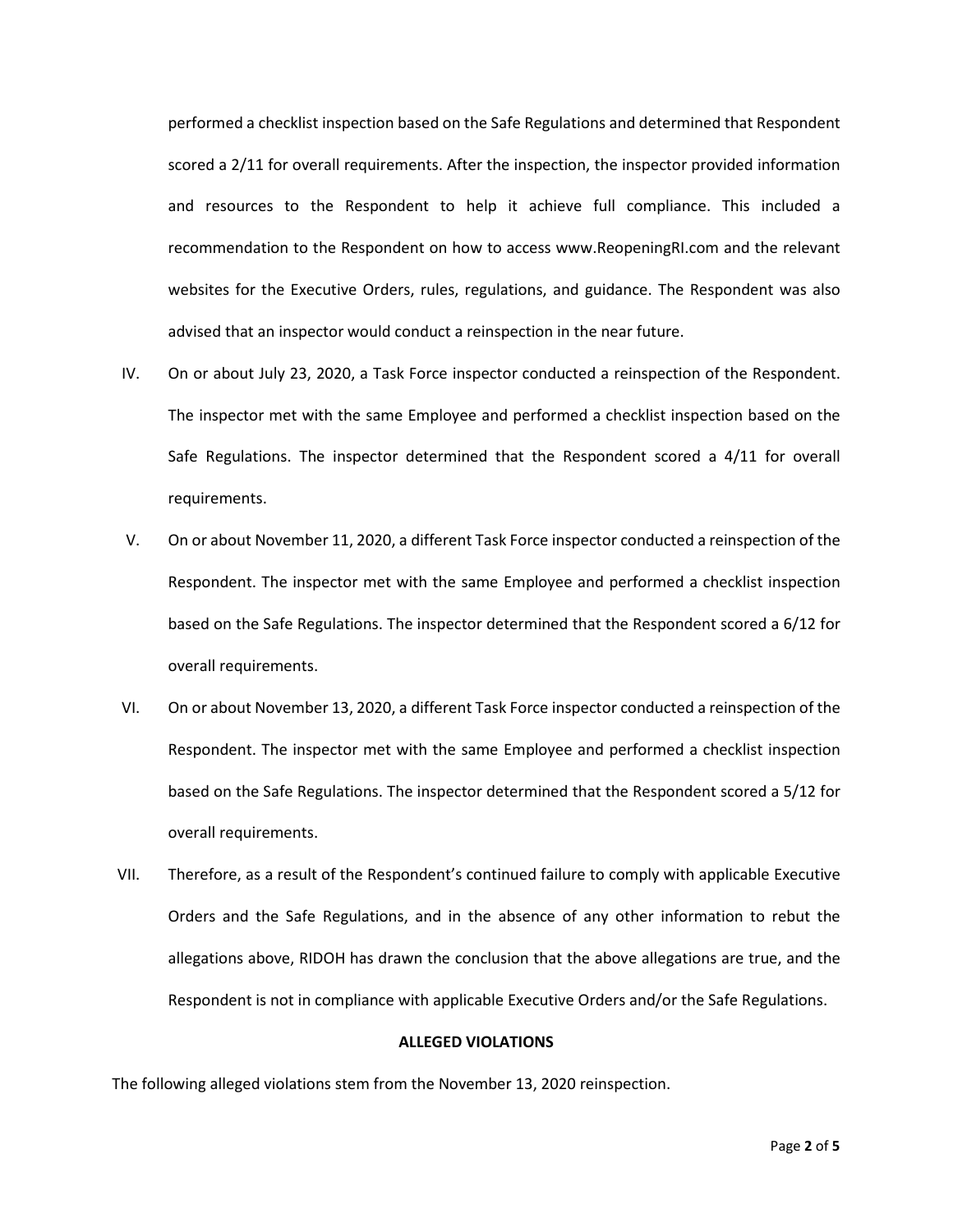performed a checklist inspection based on the Safe Regulations and determined that Respondent scored a 2/11 for overall requirements. After the inspection, the inspector provided information and resources to the Respondent to help it achieve full compliance. This included a recommendation to the Respondent on how to access www.ReopeningRI.com and the relevant websites for the Executive Orders, rules, regulations, and guidance. The Respondent was also advised that an inspector would conduct a reinspection in the near future.

IV. On or about July 23, 2020, a Task Force inspector conducted a reinspection of the Respondent. The inspector met with the same Employee and performed a checklist inspection based on the Safe Regulations. The inspector determined that the Respondent scored a 4/11 for overall requirements.

V. On or about November 11, 2020, a different Task Force inspector conducted a reinspection of the Respondent. The inspector met with the same Employee and performed a checklist inspection based on the Safe Regulations. The inspector determined that the Respondent scored a 6/12 for overall requirements.

VI. On or about November 13, 2020, a different Task Force inspector conducted a reinspection of the Respondent. The inspector met with the same Employee and performed a checklist inspection based on the Safe Regulations. The inspector determined that the Respondent scored a 5/12 for overall requirements.

VII. Therefore, as a result of the Respondent's continued failure to comply with applicable Executive Orders and the Safe Regulations, and in the absence of any other information to rebut the allegations above, RIDOH has drawn the conclusion that the above allegations are true, and the Respondent is not in compliance with applicable Executive Orders and/or the Safe Regulations.

## ALLEGED VIOLATIONS

The following alleged violations stem from the November 13, 2020 reinspection.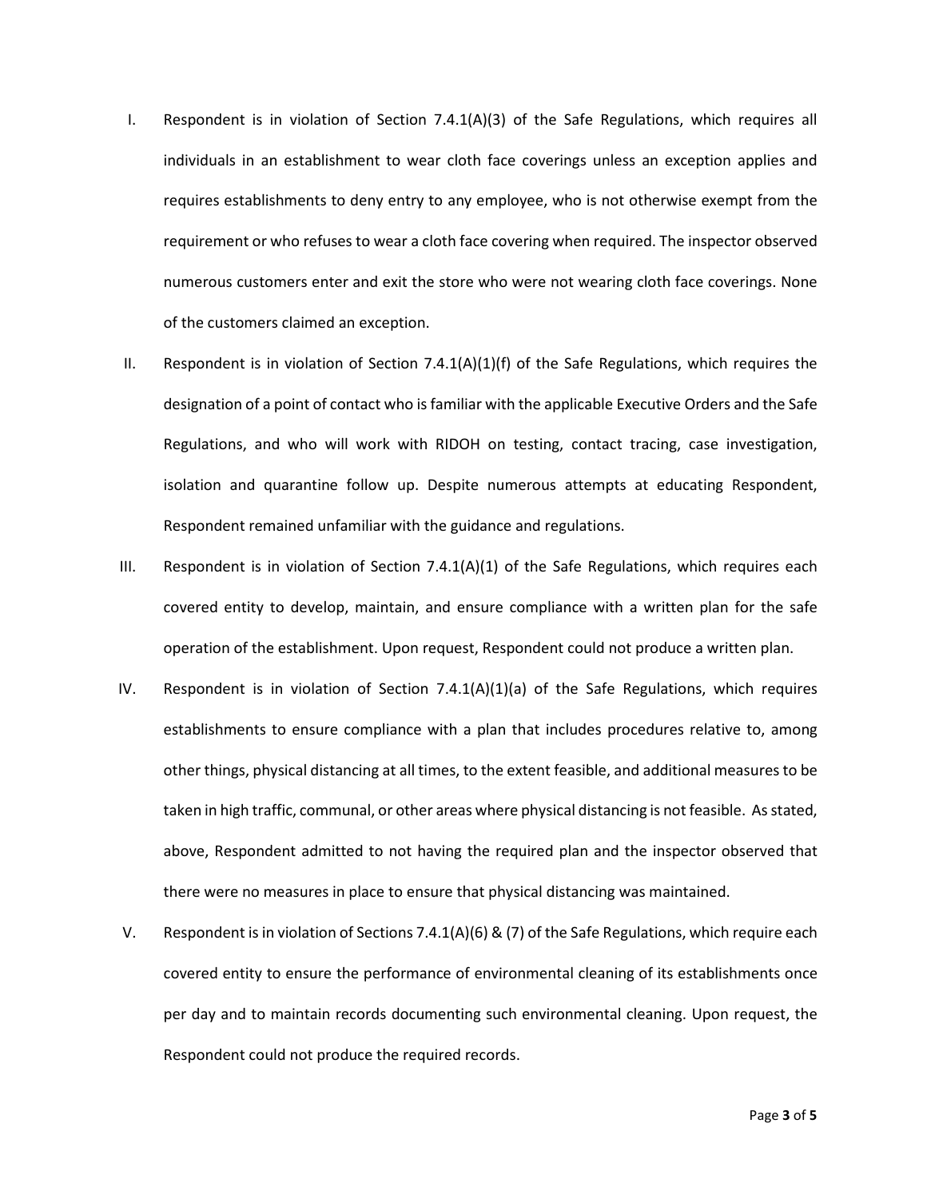I. Respondent is in violation of Section 7.4.1(A)(3) of the Safe Regulations, which requires all individuals in an establishment to wear cloth face coverings unless an exception applies and requires establishments to deny entry to any employee, who is not otherwise exempt from the requirement or who refuses to wear a cloth face covering when required. The inspector observed numerous customers enter and exit the store who were not wearing cloth face coverings. None of the customers claimed an exception.

II. Respondent is in violation of Section 7.4.1(A)(1)(f) of the Safe Regulations, which requires the designation of a point of contact who is familiar with the applicable Executive Orders and the Safe Regulations, and who will work with RIDOH on testing, contact tracing, case investigation, isolation and quarantine follow up. Despite numerous attempts at educating Respondent, Respondent remained unfamiliar with the guidance and regulations.

III. Respondent is in violation of Section 7.4.1(A)(1) of the Safe Regulations, which requires each covered entity to develop, maintain, and ensure compliance with a written plan for the safe operation of the establishment. Upon request, Respondent could not produce a written plan.

IV. Respondent is in violation of Section 7.4.1(A)(1)(a) of the Safe Regulations, which requires establishments to ensure compliance with a plan that includes procedures relative to, among other things, physical distancing at all times, to the extent feasible, and additional measures to be taken in high traffic, communal, or other areas where physical distancing is not feasible. As stated, above, Respondent admitted to not having the required plan and the inspector observed that there were no measures in place to ensure that physical distancing was maintained.

V. Respondent is in violation of Sections 7.4.1(A)(6) & (7) of the Safe Regulations, which require each covered entity to ensure the performance of environmental cleaning of its establishments once per day and to maintain records documenting such environmental cleaning. Upon request, the Respondent could not produce the required records.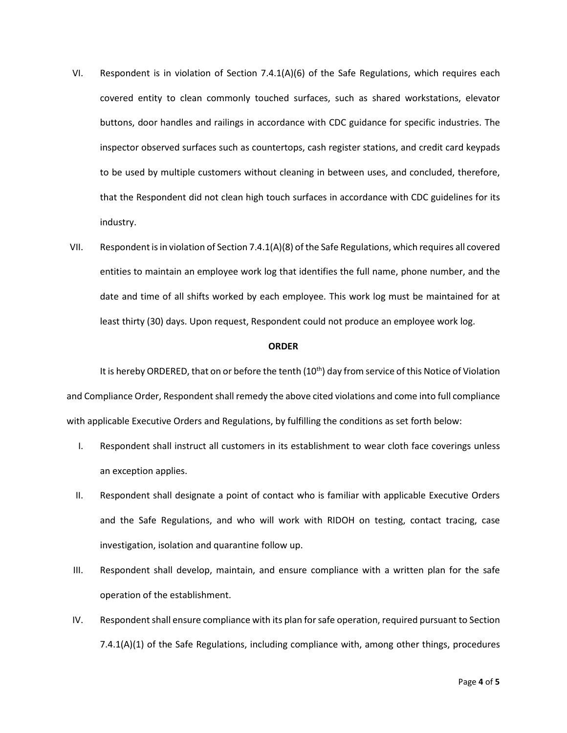VI. Respondent is in violation of Section 7.4.1(A)(6) of the Safe Regulations, which requires each covered entity to clean commonly touched surfaces, such as shared workstations, elevator buttons, door handles and railings in accordance with CDC guidance for specific industries. The inspector observed surfaces such as countertops, cash register stations, and credit card keypads to be used by multiple customers without cleaning in between uses, and concluded, therefore, that the Respondent did not clean high touch surfaces in accordance with CDC guidelines for its industry.

VII. Respondent is in violation of Section 7.4.1(A)(8) of the Safe Regulations, which requires all covered entities to maintain an employee work log that identifies the full name, phone number, and the date and time of all shifts worked by each employee. This work log must be maintained for at least thirty (30) days. Upon request, Respondent could not produce an employee work log.

**ORDER**

It is hereby ORDERED, that on or before the tenth (10th) day from service of this Notice of Violation and Compliance Order, Respondent shall remedy the above cited violations and come into full compliance with applicable Executive Orders and Regulations, by fulfilling the conditions as set forth below:

I. Respondent shall instruct all customers in its establishment to wear cloth face coverings unless an exception applies.

II. Respondent shall designate a point of contact who is familiar with applicable Executive Orders and the Safe Regulations, and who will work with RIDOH on testing, contact tracing, case investigation, isolation and quarantine follow up.

III. Respondent shall develop, maintain, and ensure compliance with a written plan for the safe operation of the establishment.

IV. Respondent shall ensure compliance with its plan for safe operation, required pursuant to Section 7.4.1(A)(1) of the Safe Regulations, including compliance with, among other things, procedures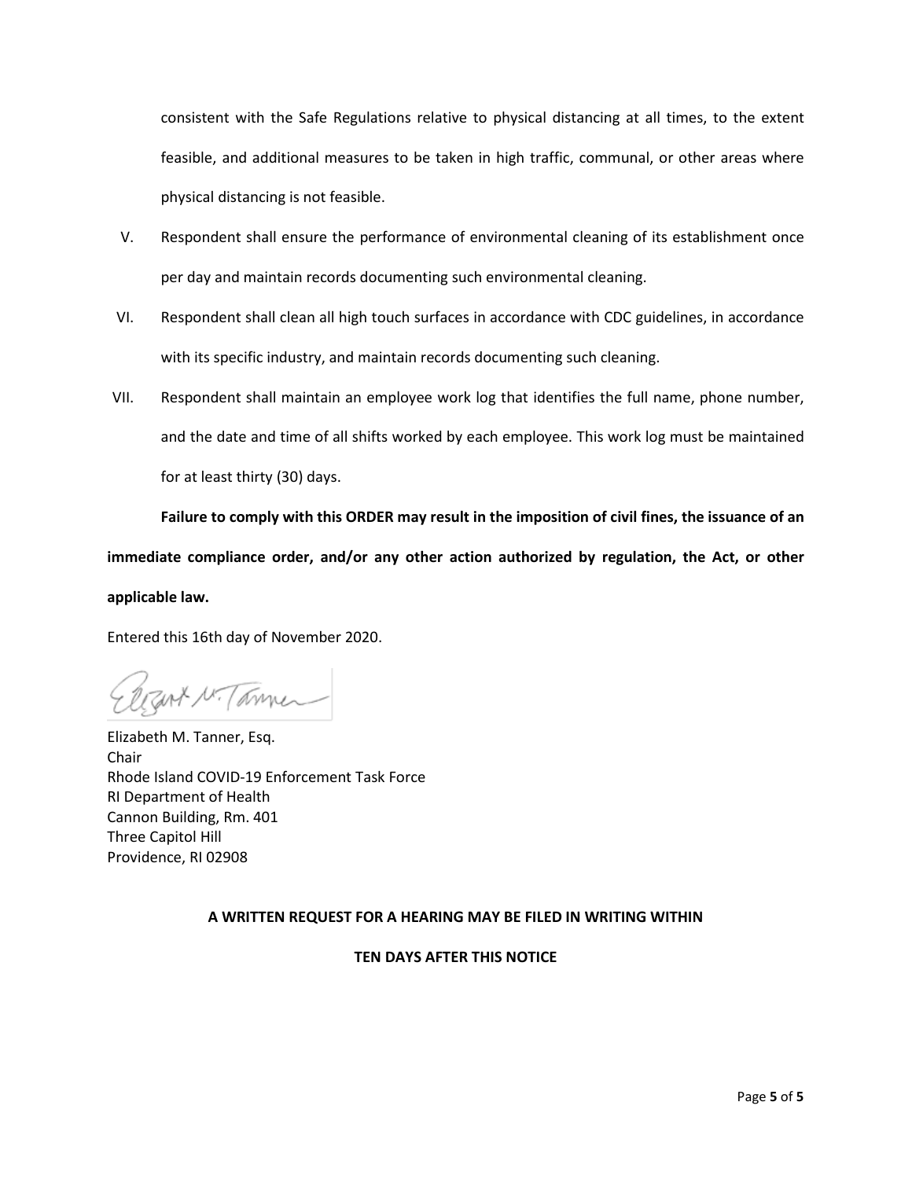consistent with the Safe Regulations relative to physical distancing at all times, to the extent feasible, and additional measures to be taken in high traffic, communal, or other areas where physical distancing is not feasible.

V. Respondent shall ensure the performance of environmental cleaning of its establishment once per day and maintain records documenting such environmental cleaning.

VI. Respondent shall clean all high touch surfaces in accordance with CDC guidelines, in accordance with its specific industry, and maintain records documenting such cleaning.

VII. Respondent shall maintain an employee work log that identifies the full name, phone number, and the date and time of all shifts worked by each employee. This work log must be maintained for at least thirty (30) days.

**Failure to comply with this ORDER may result in the imposition of civil fines, the issuance of an immediate compliance order, and/or any other action authorized by regulation, the Act, or other applicable law.**

Entered this 16th day of November 2020.

Elizabeth M. Tanner, Esq.
Chair
Rhode Island COVID-19 Enforcement Task Force
RI Department of Health
Cannon Building, Rm. 401
Three Capitol Hill
Providence, RI 02908

**A WRITTEN REQUEST FOR A HEARING MAY BE FILED IN WRITING WITHIN**

**TEN DAYS AFTER THIS NOTICE**